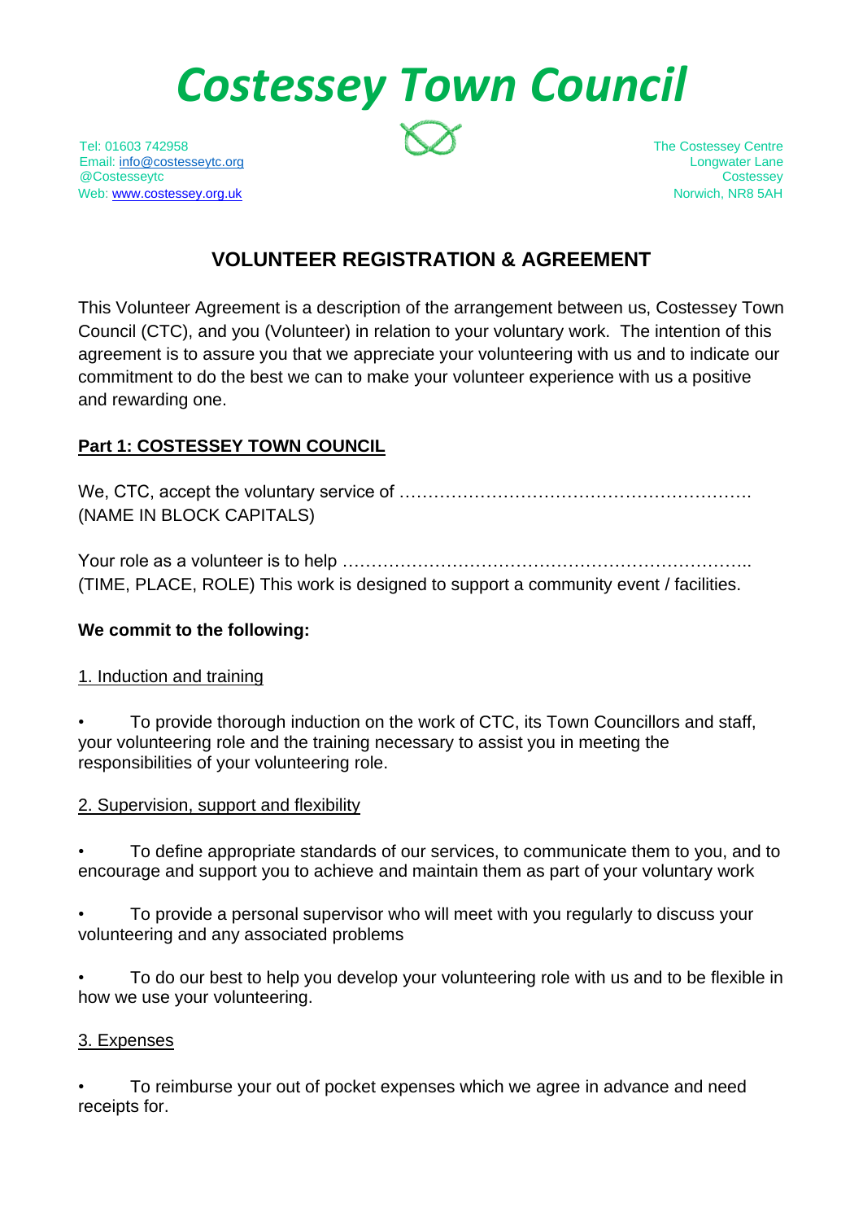# *Costessey Town Council*

Tel: 01603 742958
Email: info@costesseytc.org
@Costesseytc
Web: www.costessey.org.uk

The Costessey Centre
Longwater Lane
Costessey
Norwich, NR8 5AH

## VOLUNTEER REGISTRATION & AGREEMENT

This Volunteer Agreement is a description of the arrangement between us, Costessey Town Council (CTC), and you (Volunteer) in relation to your voluntary work. The intention of this agreement is to assure you that we appreciate your volunteering with us and to indicate our commitment to do the best we can to make your volunteer experience with us a positive and rewarding one.

### Part 1: COSTESSEY TOWN COUNCIL

We, CTC, accept the voluntary service of …………………………………………………….
(NAME IN BLOCK CAPITALS)

Your role as a volunteer is to help ……………………………………………………………..
(TIME, PLACE, ROLE) This work is designed to support a community event / facilities.

**We commit to the following:**

1. Induction and training

- To provide thorough induction on the work of CTC, its Town Councillors and staff, your volunteering role and the training necessary to assist you in meeting the responsibilities of your volunteering role.

2. Supervision, support and flexibility

- To define appropriate standards of our services, to communicate them to you, and to encourage and support you to achieve and maintain them as part of your voluntary work

- To provide a personal supervisor who will meet with you regularly to discuss your volunteering and any associated problems

- To do our best to help you develop your volunteering role with us and to be flexible in how we use your volunteering.

3. Expenses

- To reimburse your out of pocket expenses which we agree in advance and need receipts for.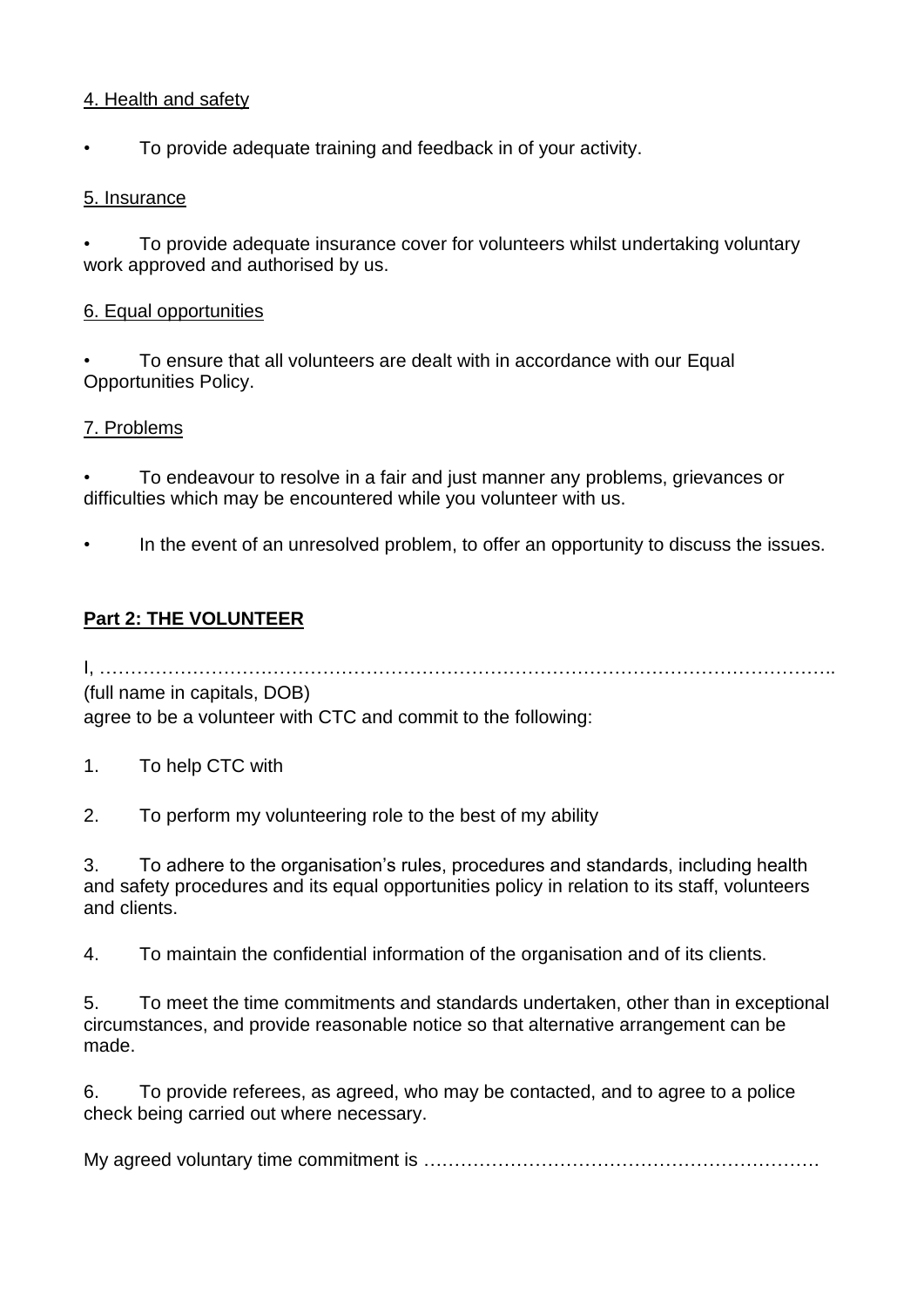4. Health and safety

- To provide adequate training and feedback in of your activity.

5. Insurance

- To provide adequate insurance cover for volunteers whilst undertaking voluntary work approved and authorised by us.

6. Equal opportunities

- To ensure that all volunteers are dealt with in accordance with our Equal Opportunities Policy.

7. Problems

- To endeavour to resolve in a fair and just manner any problems, grievances or difficulties which may be encountered while you volunteer with us.
- In the event of an unresolved problem, to offer an opportunity to discuss the issues.

**Part 2: THE VOLUNTEER**

I, ……………………………………………………………………………………………………..
(full name in capitals, DOB)
agree to be a volunteer with CTC and commit to the following:

1. To help CTC with

2. To perform my volunteering role to the best of my ability

3. To adhere to the organisation's rules, procedures and standards, including health and safety procedures and its equal opportunities policy in relation to its staff, volunteers and clients.

4. To maintain the confidential information of the organisation and of its clients.

5. To meet the time commitments and standards undertaken, other than in exceptional circumstances, and provide reasonable notice so that alternative arrangement can be made.

6. To provide referees, as agreed, who may be contacted, and to agree to a police check being carried out where necessary.

My agreed voluntary time commitment is ………………………………………………………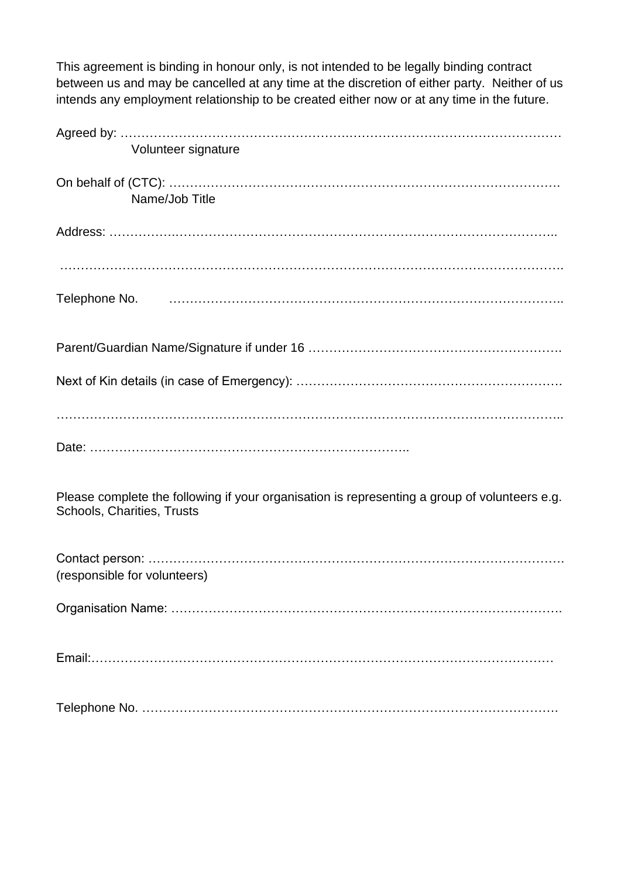This agreement is binding in honour only, is not intended to be legally binding contract between us and may be cancelled at any time at the discretion of either party. Neither of us intends any employment relationship to be created either now or at any time in the future.

Agreed by: ……………………………………………………………………………………………
Volunteer signature

On behalf of (CTC): ……………………………………………………………………………….
Name/Job Title

Address: ………………………………………………………………………………………..

……………………………………………………………………………………………………….

Telephone No. ……………………………………………………………………………………..

Parent/Guardian Name/Signature if under 16 …………………………………………………….

Next of Kin details (in case of Emergency): ………………………………………………………

………………………………………………………………………………………………………..

Date: …………………………………………………………………..

Please complete the following if your organisation is representing a group of volunteers e.g. Schools, Charities, Trusts

Contact person: ……………………………………………………………………………………….
(responsible for volunteers)

Organisation Name: ……………………………………………………………………………….

Email:………………………………………………………………………………………………

Telephone No. ……………………………………………………………………………………